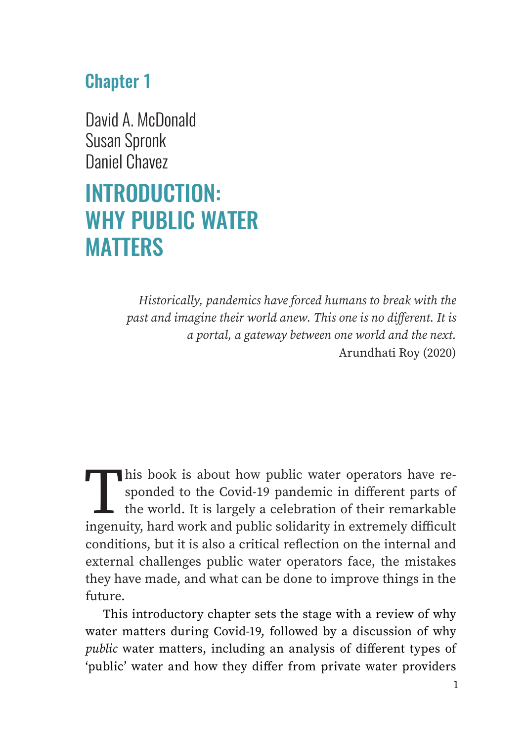## Chapter 1

David A. McDonald
Susan Spronk
Daniel Chavez

# INTRODUCTION: WHY PUBLIC WATER MATTERS

> *Historically, pandemics have forced humans to break with the past and imagine their world anew. This one is no different. It is a portal, a gateway between one world and the next.*
> Arundhati Roy (2020)

This book is about how public water operators have responded to the Covid-19 pandemic in different parts of the world. It is largely a celebration of their remarkable ingenuity, hard work and public solidarity in extremely difficult conditions, but it is also a critical reflection on the internal and external challenges public water operators face, the mistakes they have made, and what can be done to improve things in the future.

This introductory chapter sets the stage with a review of why water matters during Covid-19, followed by a discussion of why *public* water matters, including an analysis of different types of 'public' water and how they differ from private water providers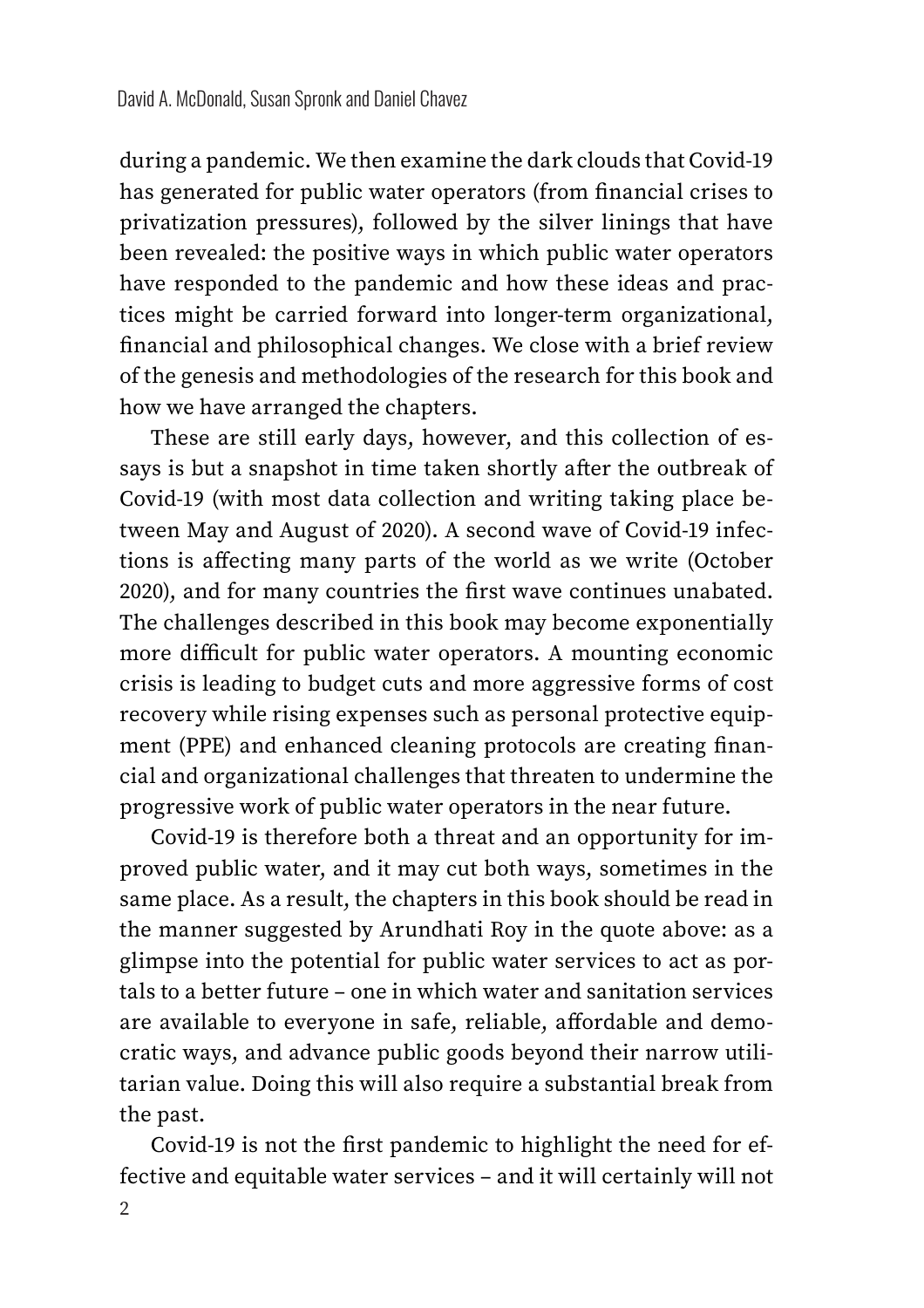during a pandemic. We then examine the dark clouds that Covid-19 has generated for public water operators (from financial crises to privatization pressures), followed by the silver linings that have been revealed: the positive ways in which public water operators have responded to the pandemic and how these ideas and practices might be carried forward into longer-term organizational, financial and philosophical changes. We close with a brief review of the genesis and methodologies of the research for this book and how we have arranged the chapters.

These are still early days, however, and this collection of essays is but a snapshot in time taken shortly after the outbreak of Covid-19 (with most data collection and writing taking place between May and August of 2020). A second wave of Covid-19 infections is affecting many parts of the world as we write (October 2020), and for many countries the first wave continues unabated. The challenges described in this book may become exponentially more difficult for public water operators. A mounting economic crisis is leading to budget cuts and more aggressive forms of cost recovery while rising expenses such as personal protective equipment (PPE) and enhanced cleaning protocols are creating financial and organizational challenges that threaten to undermine the progressive work of public water operators in the near future.

Covid-19 is therefore both a threat and an opportunity for improved public water, and it may cut both ways, sometimes in the same place. As a result, the chapters in this book should be read in the manner suggested by Arundhati Roy in the quote above: as a glimpse into the potential for public water services to act as portals to a better future – one in which water and sanitation services are available to everyone in safe, reliable, affordable and democratic ways, and advance public goods beyond their narrow utilitarian value. Doing this will also require a substantial break from the past.

Covid-19 is not the first pandemic to highlight the need for effective and equitable water services – and it will certainly will not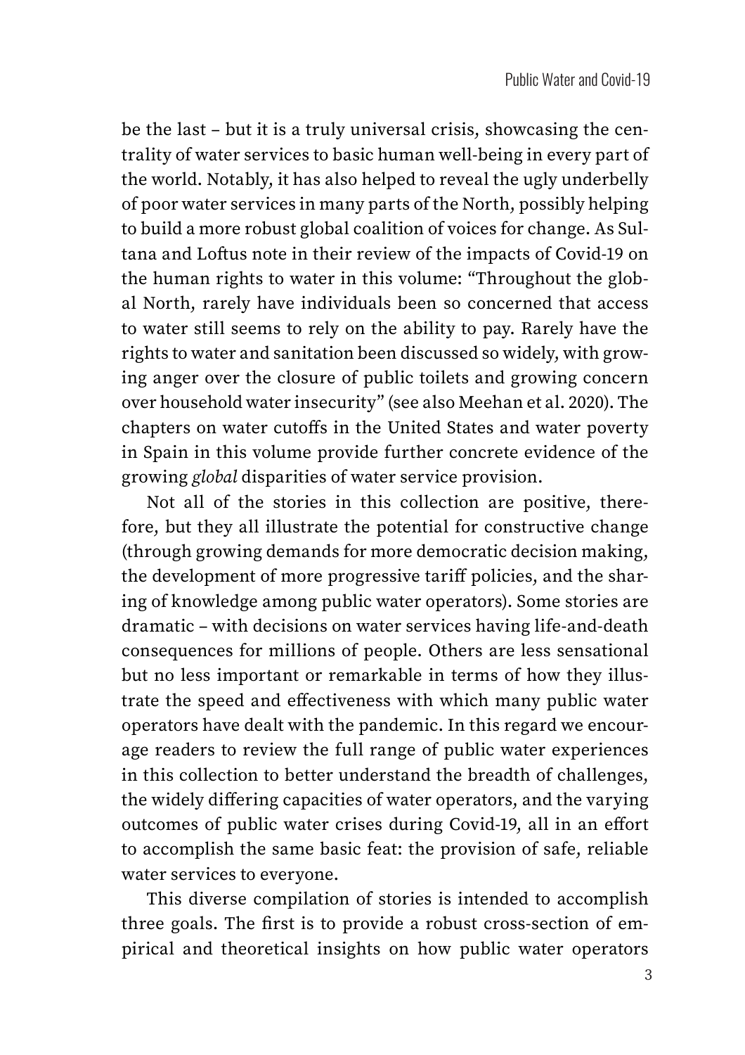be the last – but it is a truly universal crisis, showcasing the centrality of water services to basic human well-being in every part of the world. Notably, it has also helped to reveal the ugly underbelly of poor water services in many parts of the North, possibly helping to build a more robust global coalition of voices for change. As Sultana and Loftus note in their review of the impacts of Covid-19 on the human rights to water in this volume: "Throughout the global North, rarely have individuals been so concerned that access to water still seems to rely on the ability to pay. Rarely have the rights to water and sanitation been discussed so widely, with growing anger over the closure of public toilets and growing concern over household water insecurity" (see also Meehan et al. 2020). The chapters on water cutoffs in the United States and water poverty in Spain in this volume provide further concrete evidence of the growing *global* disparities of water service provision.

Not all of the stories in this collection are positive, therefore, but they all illustrate the potential for constructive change (through growing demands for more democratic decision making, the development of more progressive tariff policies, and the sharing of knowledge among public water operators). Some stories are dramatic – with decisions on water services having life-and-death consequences for millions of people. Others are less sensational but no less important or remarkable in terms of how they illustrate the speed and effectiveness with which many public water operators have dealt with the pandemic. In this regard we encourage readers to review the full range of public water experiences in this collection to better understand the breadth of challenges, the widely differing capacities of water operators, and the varying outcomes of public water crises during Covid-19, all in an effort to accomplish the same basic feat: the provision of safe, reliable water services to everyone.

This diverse compilation of stories is intended to accomplish three goals. The first is to provide a robust cross-section of empirical and theoretical insights on how public water operators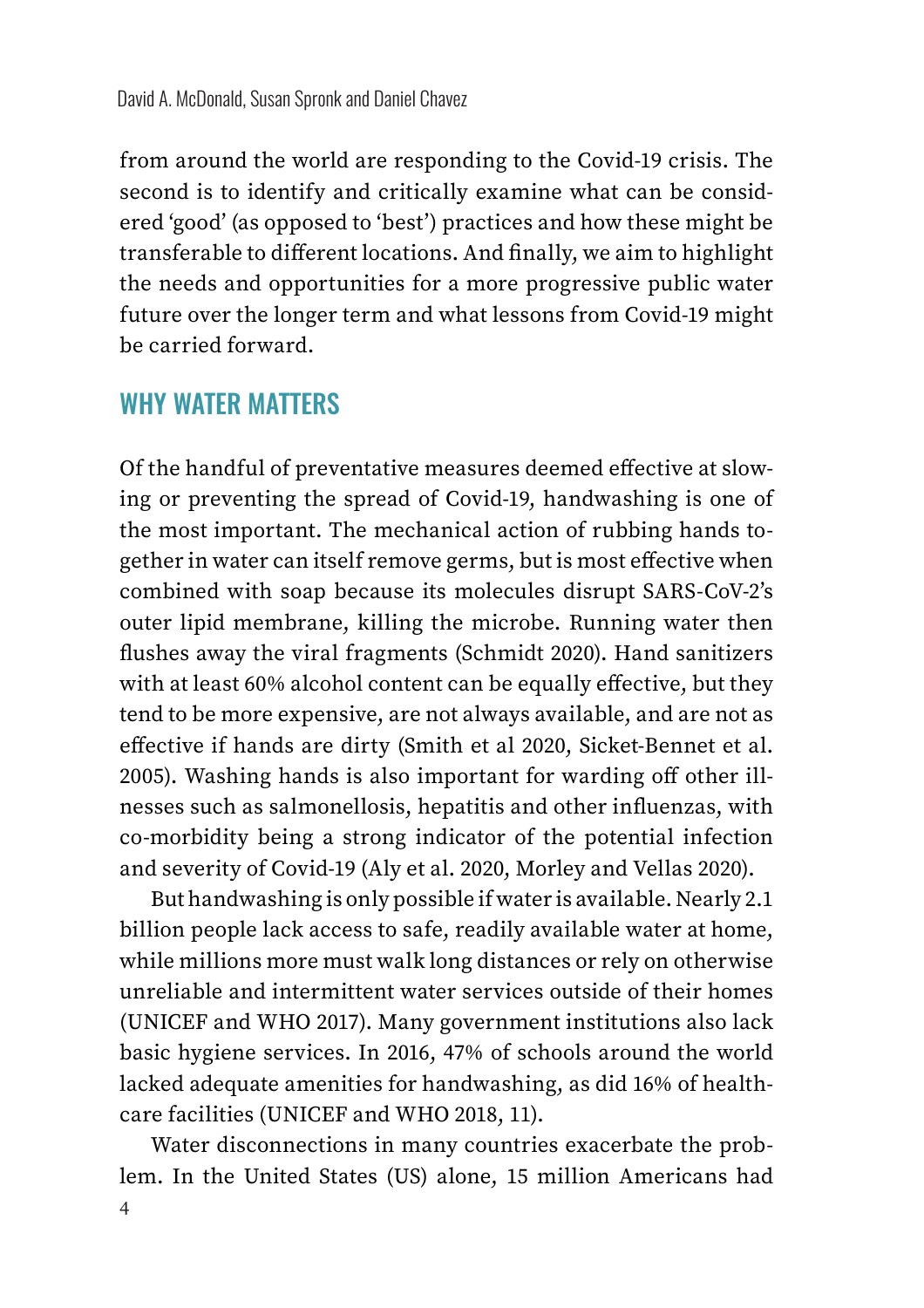from around the world are responding to the Covid-19 crisis. The second is to identify and critically examine what can be considered 'good' (as opposed to 'best') practices and how these might be transferable to different locations. And finally, we aim to highlight the needs and opportunities for a more progressive public water future over the longer term and what lessons from Covid-19 might be carried forward.

## WHY WATER MATTERS

Of the handful of preventative measures deemed effective at slowing or preventing the spread of Covid-19, handwashing is one of the most important. The mechanical action of rubbing hands together in water can itself remove germs, but is most effective when combined with soap because its molecules disrupt SARS-CoV-2's outer lipid membrane, killing the microbe. Running water then flushes away the viral fragments (Schmidt 2020). Hand sanitizers with at least 60% alcohol content can be equally effective, but they tend to be more expensive, are not always available, and are not as effective if hands are dirty (Smith et al 2020, Sicket-Bennet et al. 2005). Washing hands is also important for warding off other illnesses such as salmonellosis, hepatitis and other influenzas, with co-morbidity being a strong indicator of the potential infection and severity of Covid-19 (Aly et al. 2020, Morley and Vellas 2020).

But handwashing is only possible if water is available. Nearly 2.1 billion people lack access to safe, readily available water at home, while millions more must walk long distances or rely on otherwise unreliable and intermittent water services outside of their homes (UNICEF and WHO 2017). Many government institutions also lack basic hygiene services. In 2016, 47% of schools around the world lacked adequate amenities for handwashing, as did 16% of healthcare facilities (UNICEF and WHO 2018, 11).

Water disconnections in many countries exacerbate the problem. In the United States (US) alone, 15 million Americans had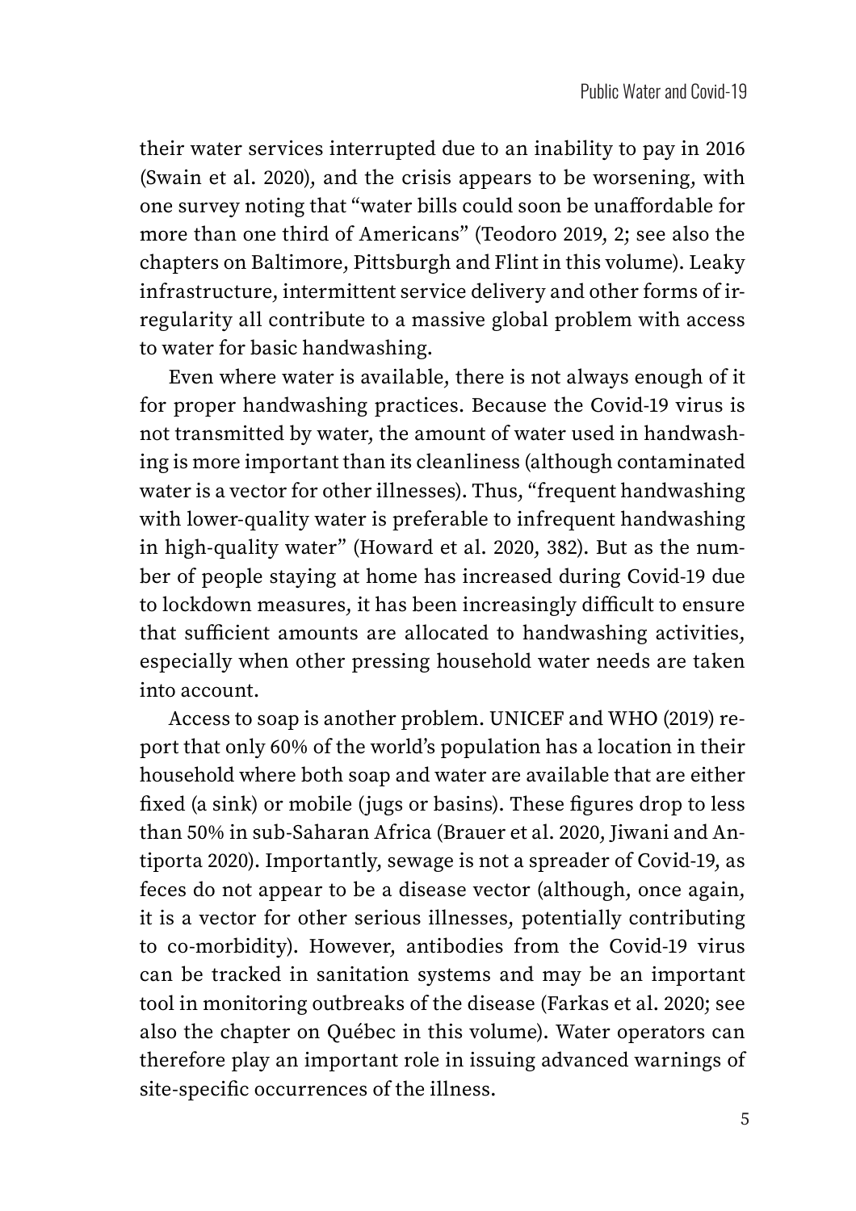their water services interrupted due to an inability to pay in 2016 (Swain et al. 2020), and the crisis appears to be worsening, with one survey noting that "water bills could soon be unaffordable for more than one third of Americans" (Teodoro 2019, 2; see also the chapters on Baltimore, Pittsburgh and Flint in this volume). Leaky infrastructure, intermittent service delivery and other forms of irregularity all contribute to a massive global problem with access to water for basic handwashing.

Even where water is available, there is not always enough of it for proper handwashing practices. Because the Covid-19 virus is not transmitted by water, the amount of water used in handwashing is more important than its cleanliness (although contaminated water is a vector for other illnesses). Thus, "frequent handwashing with lower-quality water is preferable to infrequent handwashing in high-quality water" (Howard et al. 2020, 382). But as the number of people staying at home has increased during Covid-19 due to lockdown measures, it has been increasingly difficult to ensure that sufficient amounts are allocated to handwashing activities, especially when other pressing household water needs are taken into account.

Access to soap is another problem. UNICEF and WHO (2019) report that only 60% of the world's population has a location in their household where both soap and water are available that are either fixed (a sink) or mobile (jugs or basins). These figures drop to less than 50% in sub-Saharan Africa (Brauer et al. 2020, Jiwani and Antiporta 2020). Importantly, sewage is not a spreader of Covid-19, as feces do not appear to be a disease vector (although, once again, it is a vector for other serious illnesses, potentially contributing to co-morbidity). However, antibodies from the Covid-19 virus can be tracked in sanitation systems and may be an important tool in monitoring outbreaks of the disease (Farkas et al. 2020; see also the chapter on Québec in this volume). Water operators can therefore play an important role in issuing advanced warnings of site-specific occurrences of the illness.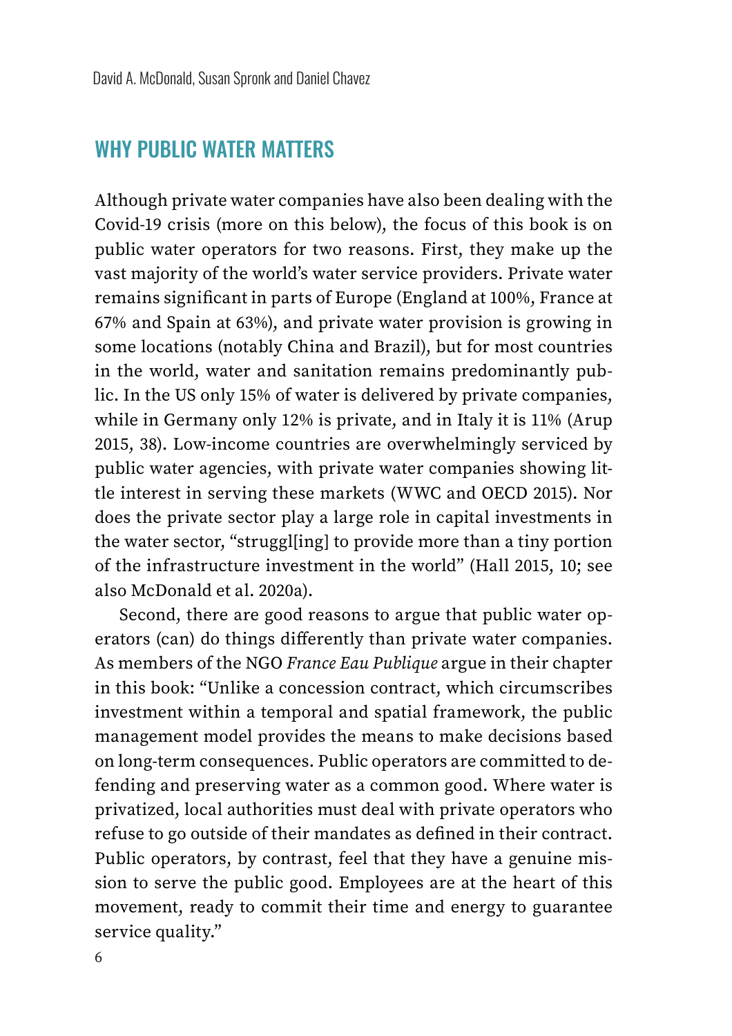## WHY PUBLIC WATER MATTERS

Although private water companies have also been dealing with the Covid-19 crisis (more on this below), the focus of this book is on public water operators for two reasons. First, they make up the vast majority of the world's water service providers. Private water remains significant in parts of Europe (England at 100%, France at 67% and Spain at 63%), and private water provision is growing in some locations (notably China and Brazil), but for most countries in the world, water and sanitation remains predominantly public. In the US only 15% of water is delivered by private companies, while in Germany only 12% is private, and in Italy it is 11% (Arup 2015, 38). Low-income countries are overwhelmingly serviced by public water agencies, with private water companies showing little interest in serving these markets (WWC and OECD 2015). Nor does the private sector play a large role in capital investments in the water sector, "struggl[ing] to provide more than a tiny portion of the infrastructure investment in the world" (Hall 2015, 10; see also McDonald et al. 2020a).

Second, there are good reasons to argue that public water operators (can) do things differently than private water companies. As members of the NGO *France Eau Publique* argue in their chapter in this book: "Unlike a concession contract, which circumscribes investment within a temporal and spatial framework, the public management model provides the means to make decisions based on long-term consequences. Public operators are committed to defending and preserving water as a common good. Where water is privatized, local authorities must deal with private operators who refuse to go outside of their mandates as defined in their contract. Public operators, by contrast, feel that they have a genuine mission to serve the public good. Employees are at the heart of this movement, ready to commit their time and energy to guarantee service quality."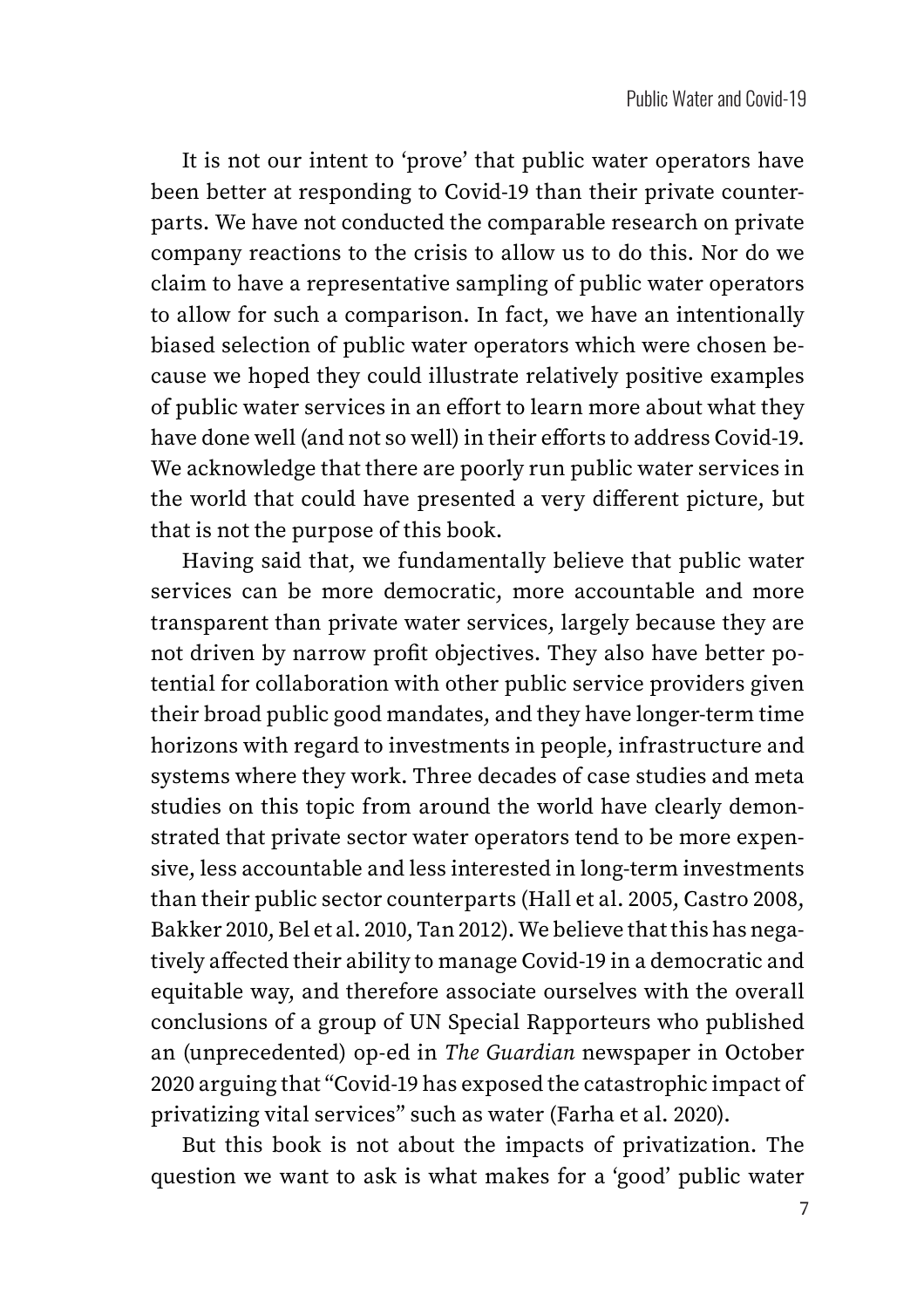It is not our intent to 'prove' that public water operators have been better at responding to Covid-19 than their private counterparts. We have not conducted the comparable research on private company reactions to the crisis to allow us to do this. Nor do we claim to have a representative sampling of public water operators to allow for such a comparison. In fact, we have an intentionally biased selection of public water operators which were chosen because we hoped they could illustrate relatively positive examples of public water services in an effort to learn more about what they have done well (and not so well) in their efforts to address Covid-19. We acknowledge that there are poorly run public water services in the world that could have presented a very different picture, but that is not the purpose of this book.

Having said that, we fundamentally believe that public water services can be more democratic, more accountable and more transparent than private water services, largely because they are not driven by narrow profit objectives. They also have better potential for collaboration with other public service providers given their broad public good mandates, and they have longer-term time horizons with regard to investments in people, infrastructure and systems where they work. Three decades of case studies and meta studies on this topic from around the world have clearly demonstrated that private sector water operators tend to be more expensive, less accountable and less interested in long-term investments than their public sector counterparts (Hall et al. 2005, Castro 2008, Bakker 2010, Bel et al. 2010, Tan 2012). We believe that this has negatively affected their ability to manage Covid-19 in a democratic and equitable way, and therefore associate ourselves with the overall conclusions of a group of UN Special Rapporteurs who published an (unprecedented) op-ed in *The Guardian* newspaper in October 2020 arguing that "Covid-19 has exposed the catastrophic impact of privatizing vital services" such as water (Farha et al. 2020).

But this book is not about the impacts of privatization. The question we want to ask is what makes for a 'good' public water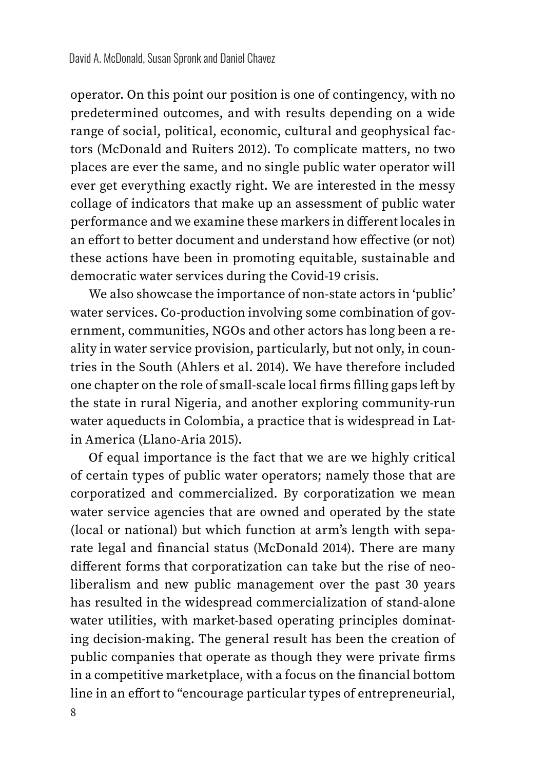operator. On this point our position is one of contingency, with no predetermined outcomes, and with results depending on a wide range of social, political, economic, cultural and geophysical factors (McDonald and Ruiters 2012). To complicate matters, no two places are ever the same, and no single public water operator will ever get everything exactly right. We are interested in the messy collage of indicators that make up an assessment of public water performance and we examine these markers in different locales in an effort to better document and understand how effective (or not) these actions have been in promoting equitable, sustainable and democratic water services during the Covid-19 crisis.

We also showcase the importance of non-state actors in 'public' water services. Co-production involving some combination of government, communities, NGOs and other actors has long been a reality in water service provision, particularly, but not only, in countries in the South (Ahlers et al. 2014). We have therefore included one chapter on the role of small-scale local firms filling gaps left by the state in rural Nigeria, and another exploring community-run water aqueducts in Colombia, a practice that is widespread in Latin America (Llano-Aria 2015).

Of equal importance is the fact that we are we highly critical of certain types of public water operators; namely those that are corporatized and commercialized. By corporatization we mean water service agencies that are owned and operated by the state (local or national) but which function at arm's length with separate legal and financial status (McDonald 2014). There are many different forms that corporatization can take but the rise of neoliberalism and new public management over the past 30 years has resulted in the widespread commercialization of stand-alone water utilities, with market-based operating principles dominating decision-making. The general result has been the creation of public companies that operate as though they were private firms in a competitive marketplace, with a focus on the financial bottom line in an effort to "encourage particular types of entrepreneurial,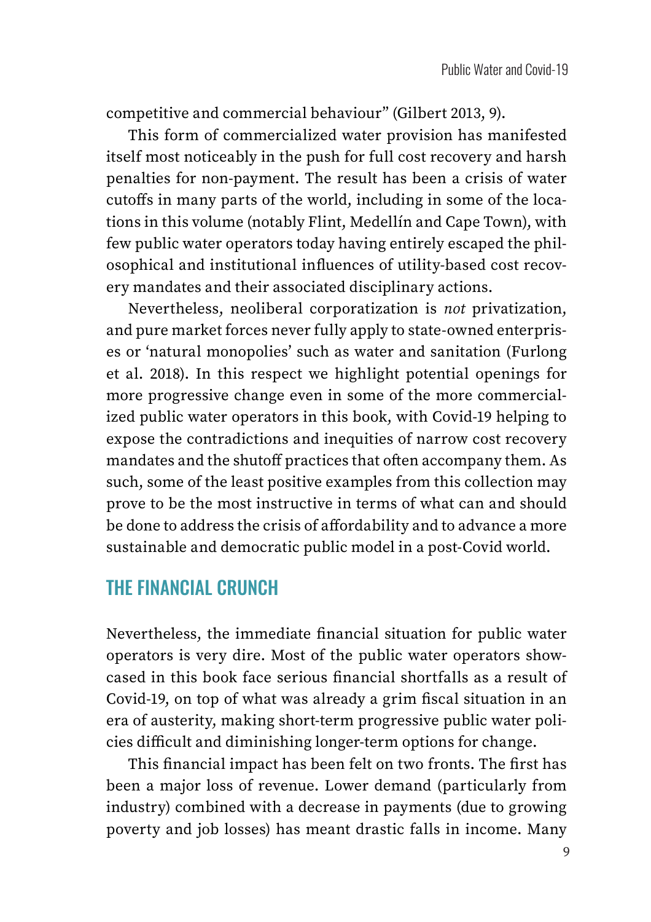competitive and commercial behaviour" (Gilbert 2013, 9).

This form of commercialized water provision has manifested itself most noticeably in the push for full cost recovery and harsh penalties for non-payment. The result has been a crisis of water cutoffs in many parts of the world, including in some of the locations in this volume (notably Flint, Medellín and Cape Town), with few public water operators today having entirely escaped the philosophical and institutional influences of utility-based cost recovery mandates and their associated disciplinary actions.

Nevertheless, neoliberal corporatization is *not* privatization, and pure market forces never fully apply to state-owned enterprises or 'natural monopolies' such as water and sanitation (Furlong et al. 2018). In this respect we highlight potential openings for more progressive change even in some of the more commercialized public water operators in this book, with Covid-19 helping to expose the contradictions and inequities of narrow cost recovery mandates and the shutoff practices that often accompany them. As such, some of the least positive examples from this collection may prove to be the most instructive in terms of what can and should be done to address the crisis of affordability and to advance a more sustainable and democratic public model in a post-Covid world.

## THE FINANCIAL CRUNCH

Nevertheless, the immediate financial situation for public water operators is very dire. Most of the public water operators showcased in this book face serious financial shortfalls as a result of Covid-19, on top of what was already a grim fiscal situation in an era of austerity, making short-term progressive public water policies difficult and diminishing longer-term options for change.

This financial impact has been felt on two fronts. The first has been a major loss of revenue. Lower demand (particularly from industry) combined with a decrease in payments (due to growing poverty and job losses) has meant drastic falls in income. Many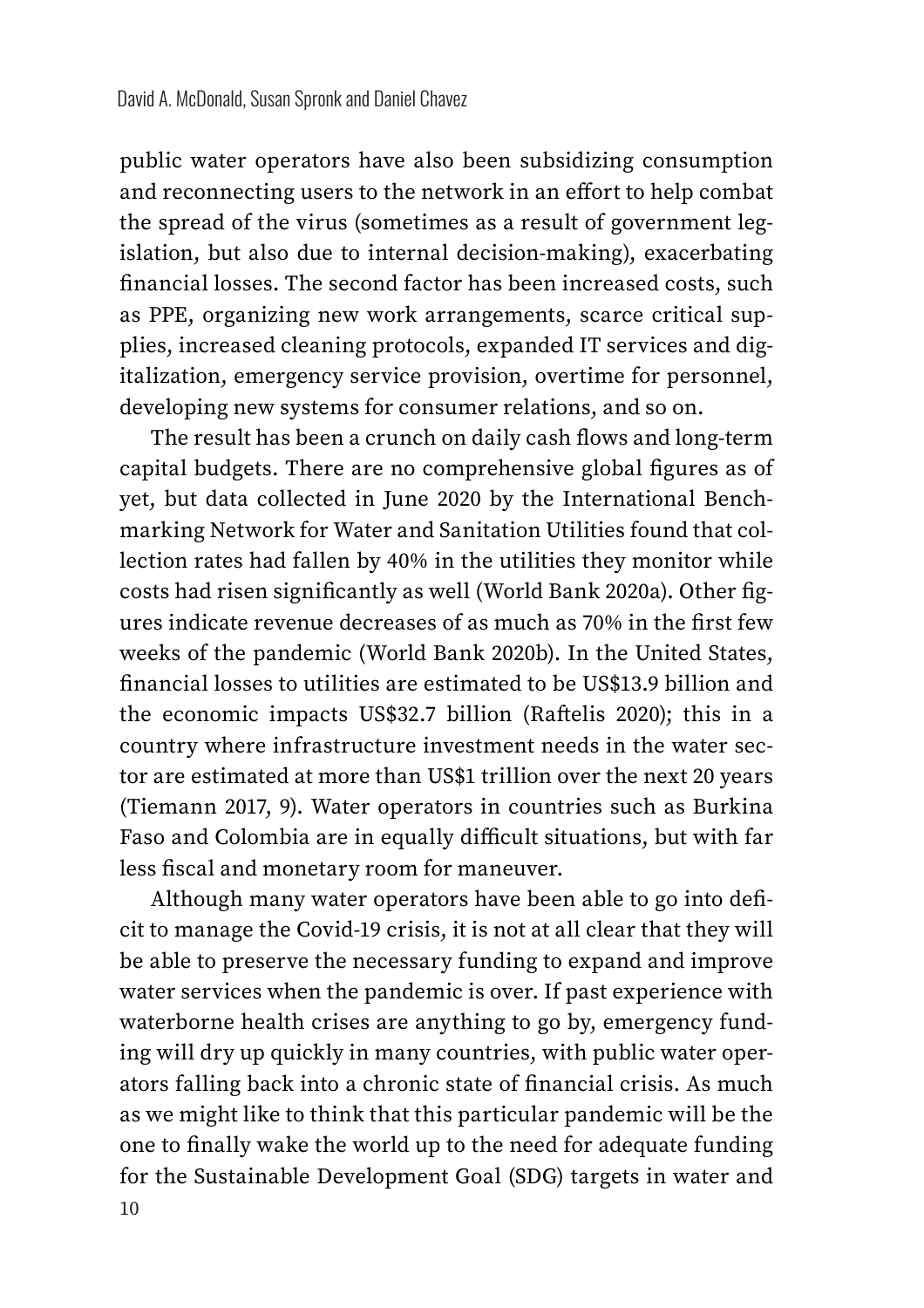public water operators have also been subsidizing consumption and reconnecting users to the network in an effort to help combat the spread of the virus (sometimes as a result of government legislation, but also due to internal decision-making), exacerbating financial losses. The second factor has been increased costs, such as PPE, organizing new work arrangements, scarce critical supplies, increased cleaning protocols, expanded IT services and digitalization, emergency service provision, overtime for personnel, developing new systems for consumer relations, and so on.

The result has been a crunch on daily cash flows and long-term capital budgets. There are no comprehensive global figures as of yet, but data collected in June 2020 by the International Benchmarking Network for Water and Sanitation Utilities found that collection rates had fallen by 40% in the utilities they monitor while costs had risen significantly as well (World Bank 2020a). Other figures indicate revenue decreases of as much as 70% in the first few weeks of the pandemic (World Bank 2020b). In the United States, financial losses to utilities are estimated to be US$13.9 billion and the economic impacts US$32.7 billion (Raftelis 2020); this in a country where infrastructure investment needs in the water sector are estimated at more than US$1 trillion over the next 20 years (Tiemann 2017, 9). Water operators in countries such as Burkina Faso and Colombia are in equally difficult situations, but with far less fiscal and monetary room for maneuver.

Although many water operators have been able to go into deficit to manage the Covid-19 crisis, it is not at all clear that they will be able to preserve the necessary funding to expand and improve water services when the pandemic is over. If past experience with waterborne health crises are anything to go by, emergency funding will dry up quickly in many countries, with public water operators falling back into a chronic state of financial crisis. As much as we might like to think that this particular pandemic will be the one to finally wake the world up to the need for adequate funding for the Sustainable Development Goal (SDG) targets in water and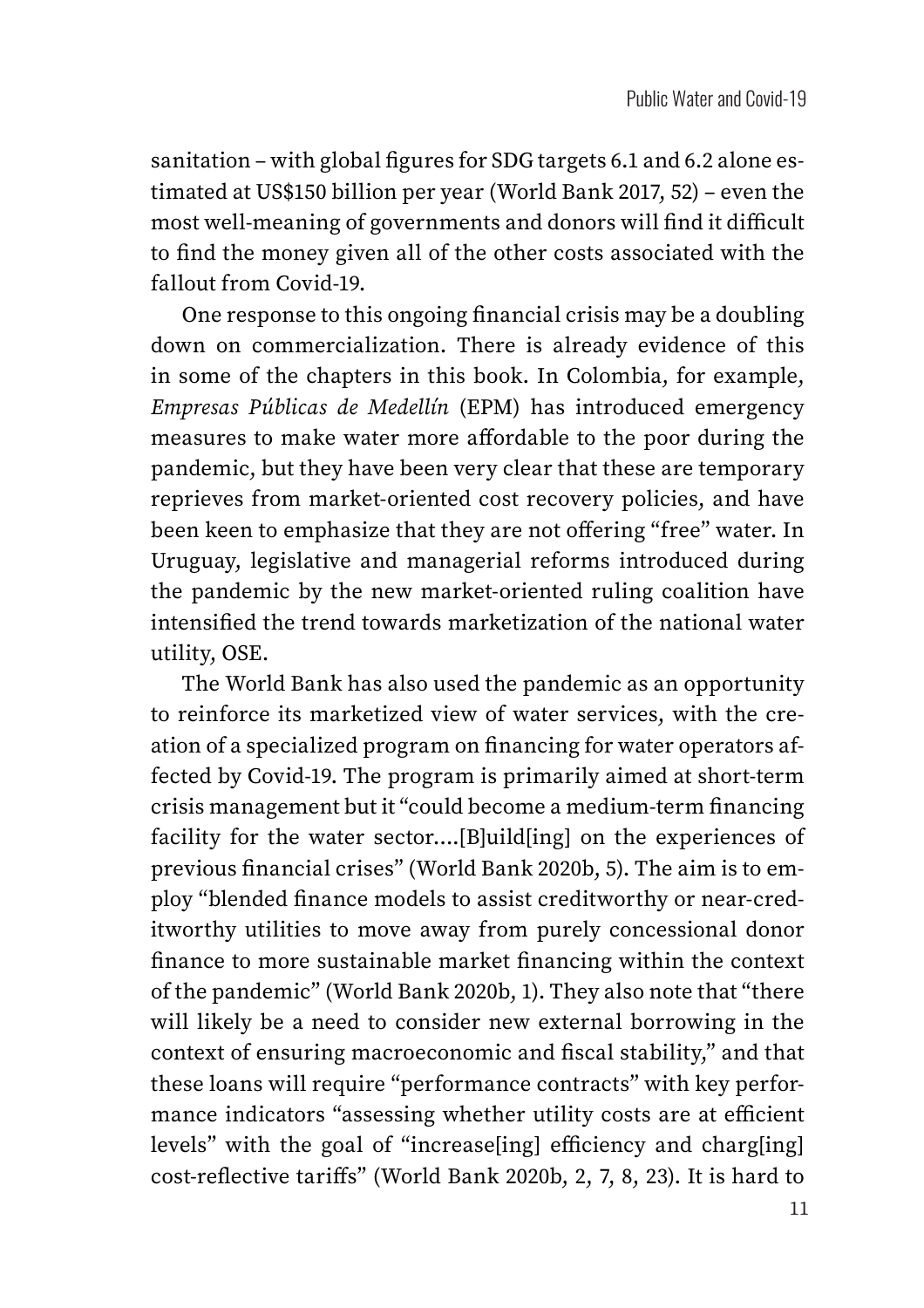sanitation – with global figures for SDG targets 6.1 and 6.2 alone estimated at US$150 billion per year (World Bank 2017, 52) – even the most well-meaning of governments and donors will find it difficult to find the money given all of the other costs associated with the fallout from Covid-19.

One response to this ongoing financial crisis may be a doubling down on commercialization. There is already evidence of this in some of the chapters in this book. In Colombia, for example, *Empresas Públicas de Medellín* (EPM) has introduced emergency measures to make water more affordable to the poor during the pandemic, but they have been very clear that these are temporary reprieves from market-oriented cost recovery policies, and have been keen to emphasize that they are not offering "free" water. In Uruguay, legislative and managerial reforms introduced during the pandemic by the new market-oriented ruling coalition have intensified the trend towards marketization of the national water utility, OSE.

The World Bank has also used the pandemic as an opportunity to reinforce its marketized view of water services, with the creation of a specialized program on financing for water operators affected by Covid-19. The program is primarily aimed at short-term crisis management but it "could become a medium-term financing facility for the water sector....[B]uild[ing] on the experiences of previous financial crises" (World Bank 2020b, 5). The aim is to employ "blended finance models to assist creditworthy or near-creditworthy utilities to move away from purely concessional donor finance to more sustainable market financing within the context of the pandemic" (World Bank 2020b, 1). They also note that "there will likely be a need to consider new external borrowing in the context of ensuring macroeconomic and fiscal stability," and that these loans will require "performance contracts" with key performance indicators "assessing whether utility costs are at efficient levels" with the goal of "increase[ing] efficiency and charg[ing] cost-reflective tariffs" (World Bank 2020b, 2, 7, 8, 23). It is hard to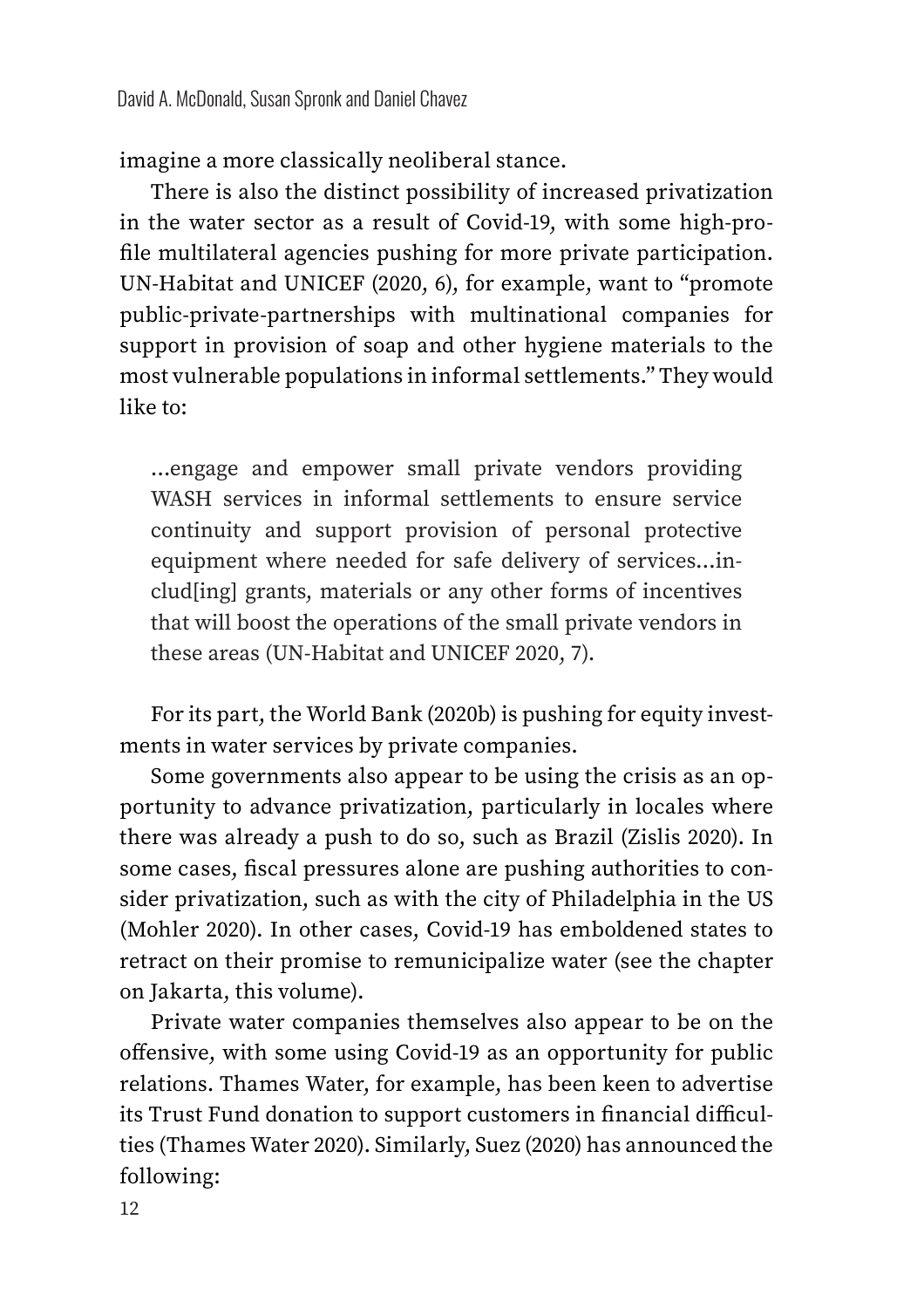imagine a more classically neoliberal stance.

There is also the distinct possibility of increased privatization in the water sector as a result of Covid-19, with some high-profile multilateral agencies pushing for more private participation. UN-Habitat and UNICEF (2020, 6), for example, want to "promote public-private-partnerships with multinational companies for support in provision of soap and other hygiene materials to the most vulnerable populations in informal settlements." They would like to:

> …engage and empower small private vendors providing WASH services in informal settlements to ensure service continuity and support provision of personal protective equipment where needed for safe delivery of services…includ[ing] grants, materials or any other forms of incentives that will boost the operations of the small private vendors in these areas (UN-Habitat and UNICEF 2020, 7).

For its part, the World Bank (2020b) is pushing for equity investments in water services by private companies.

Some governments also appear to be using the crisis as an opportunity to advance privatization, particularly in locales where there was already a push to do so, such as Brazil (Zislis 2020). In some cases, fiscal pressures alone are pushing authorities to consider privatization, such as with the city of Philadelphia in the US (Mohler 2020). In other cases, Covid-19 has emboldened states to retract on their promise to remunicipalize water (see the chapter on Jakarta, this volume).

Private water companies themselves also appear to be on the offensive, with some using Covid-19 as an opportunity for public relations. Thames Water, for example, has been keen to advertise its Trust Fund donation to support customers in financial difficulties (Thames Water 2020). Similarly, Suez (2020) has announced the following: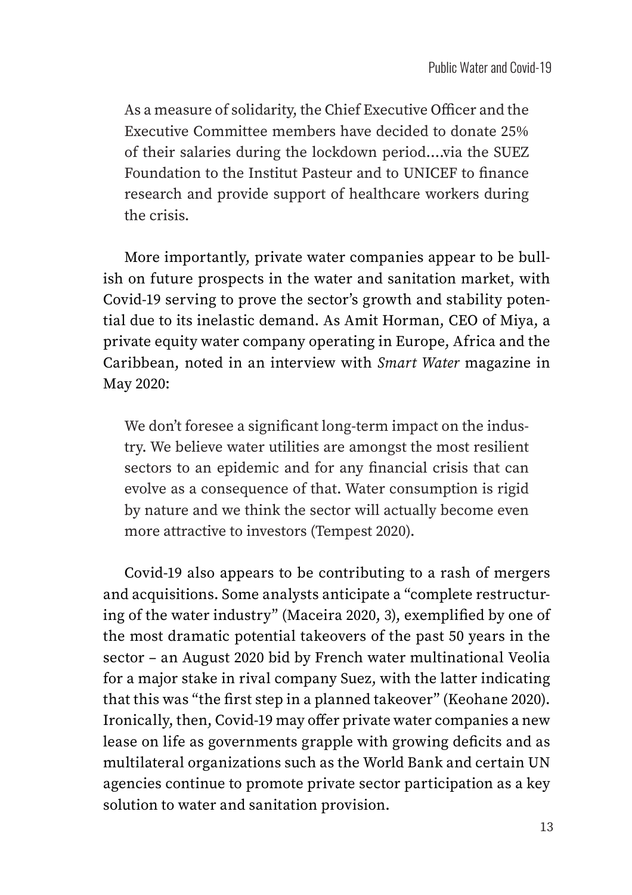> As a measure of solidarity, the Chief Executive Officer and the Executive Committee members have decided to donate 25% of their salaries during the lockdown period….via the SUEZ Foundation to the Institut Pasteur and to UNICEF to finance research and provide support of healthcare workers during the crisis.

More importantly, private water companies appear to be bullish on future prospects in the water and sanitation market, with Covid-19 serving to prove the sector's growth and stability potential due to its inelastic demand. As Amit Horman, CEO of Miya, a private equity water company operating in Europe, Africa and the Caribbean, noted in an interview with *Smart Water* magazine in May 2020:

> We don't foresee a significant long-term impact on the industry. We believe water utilities are amongst the most resilient sectors to an epidemic and for any financial crisis that can evolve as a consequence of that. Water consumption is rigid by nature and we think the sector will actually become even more attractive to investors (Tempest 2020).

Covid-19 also appears to be contributing to a rash of mergers and acquisitions. Some analysts anticipate a "complete restructuring of the water industry" (Maceira 2020, 3), exemplified by one of the most dramatic potential takeovers of the past 50 years in the sector – an August 2020 bid by French water multinational Veolia for a major stake in rival company Suez, with the latter indicating that this was "the first step in a planned takeover" (Keohane 2020). Ironically, then, Covid-19 may offer private water companies a new lease on life as governments grapple with growing deficits and as multilateral organizations such as the World Bank and certain UN agencies continue to promote private sector participation as a key solution to water and sanitation provision.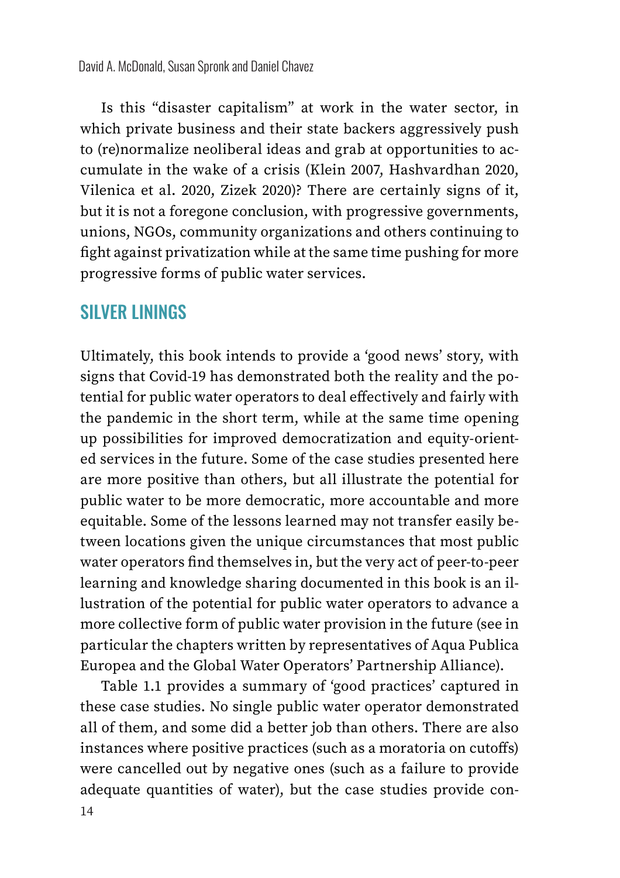Is this "disaster capitalism" at work in the water sector, in which private business and their state backers aggressively push to (re)normalize neoliberal ideas and grab at opportunities to accumulate in the wake of a crisis (Klein 2007, Hashvardhan 2020, Vilenica et al. 2020, Zizek 2020)? There are certainly signs of it, but it is not a foregone conclusion, with progressive governments, unions, NGOs, community organizations and others continuing to fight against privatization while at the same time pushing for more progressive forms of public water services.

## SILVER LININGS

Ultimately, this book intends to provide a 'good news' story, with signs that Covid-19 has demonstrated both the reality and the potential for public water operators to deal effectively and fairly with the pandemic in the short term, while at the same time opening up possibilities for improved democratization and equity-oriented services in the future. Some of the case studies presented here are more positive than others, but all illustrate the potential for public water to be more democratic, more accountable and more equitable. Some of the lessons learned may not transfer easily between locations given the unique circumstances that most public water operators find themselves in, but the very act of peer-to-peer learning and knowledge sharing documented in this book is an illustration of the potential for public water operators to advance a more collective form of public water provision in the future (see in particular the chapters written by representatives of Aqua Publica Europea and the Global Water Operators' Partnership Alliance).

Table 1.1 provides a summary of 'good practices' captured in these case studies. No single public water operator demonstrated all of them, and some did a better job than others. There are also instances where positive practices (such as a moratoria on cutoffs) were cancelled out by negative ones (such as a failure to provide adequate quantities of water), but the case studies provide con-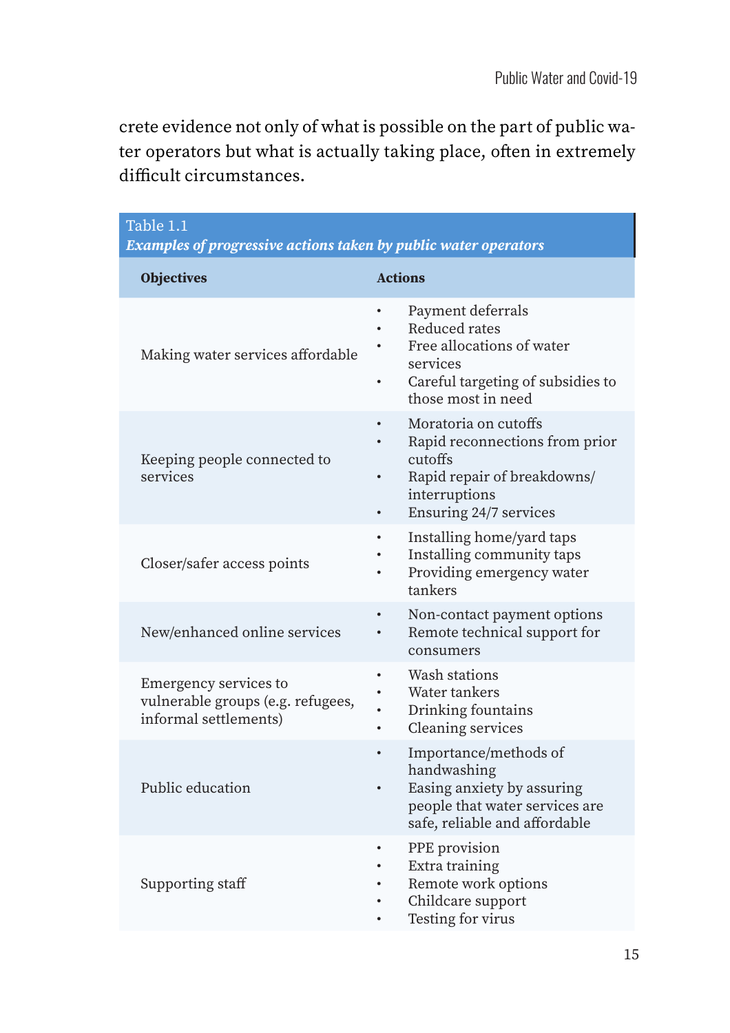crete evidence not only of what is possible on the part of public water operators but what is actually taking place, often in extremely difficult circumstances.

Table 1.1
***Examples of progressive actions taken by public water operators***

| Objectives | Actions |
|---|---|
| Making water services affordable | • Payment deferrals<br>• Reduced rates<br>• Free allocations of water services<br>• Careful targeting of subsidies to those most in need |
| Keeping people connected to services | • Moratoria on cutoffs<br>• Rapid reconnections from prior cutoffs<br>• Rapid repair of breakdowns/ interruptions<br>• Ensuring 24/7 services |
| Closer/safer access points | • Installing home/yard taps<br>• Installing community taps<br>• Providing emergency water tankers |
| New/enhanced online services | • Non-contact payment options<br>• Remote technical support for consumers |
| Emergency services to vulnerable groups (e.g. refugees, informal settlements) | • Wash stations<br>• Water tankers<br>• Drinking fountains<br>• Cleaning services |
| Public education | • Importance/methods of handwashing<br>• Easing anxiety by assuring people that water services are safe, reliable and affordable |
| Supporting staff | • PPE provision<br>• Extra training<br>• Remote work options<br>• Childcare support<br>• Testing for virus |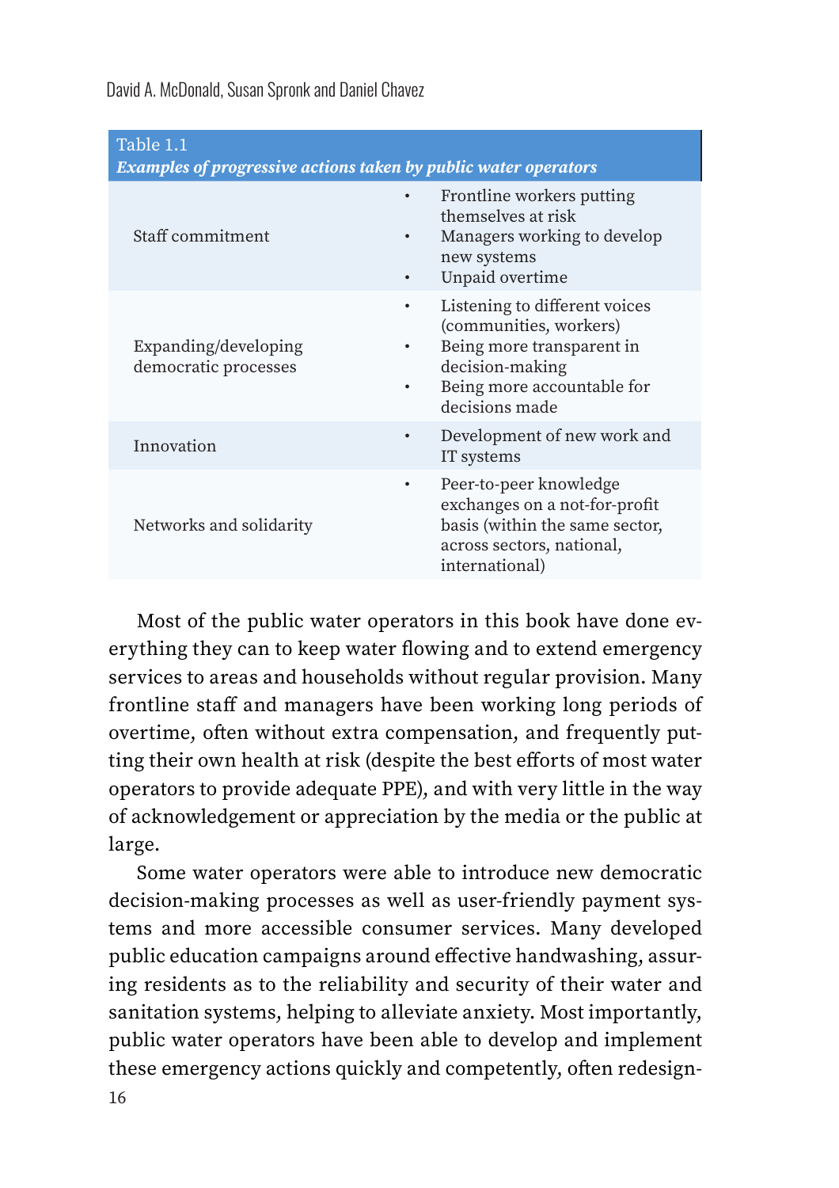Table 1.1
*Examples of progressive actions taken by public water operators*

| | |
|---|---|
| Staff commitment | • Frontline workers putting themselves at risk<br>• Managers working to develop new systems<br>• Unpaid overtime |
| Expanding/developing democratic processes | • Listening to different voices (communities, workers)<br>• Being more transparent in decision-making<br>• Being more accountable for decisions made |
| Innovation | • Development of new work and IT systems |
| Networks and solidarity | • Peer-to-peer knowledge exchanges on a not-for-profit basis (within the same sector, across sectors, national, international) |

Most of the public water operators in this book have done everything they can to keep water flowing and to extend emergency services to areas and households without regular provision. Many frontline staff and managers have been working long periods of overtime, often without extra compensation, and frequently putting their own health at risk (despite the best efforts of most water operators to provide adequate PPE), and with very little in the way of acknowledgement or appreciation by the media or the public at large.

Some water operators were able to introduce new democratic decision-making processes as well as user-friendly payment systems and more accessible consumer services. Many developed public education campaigns around effective handwashing, assuring residents as to the reliability and security of their water and sanitation systems, helping to alleviate anxiety. Most importantly, public water operators have been able to develop and implement these emergency actions quickly and competently, often redesign-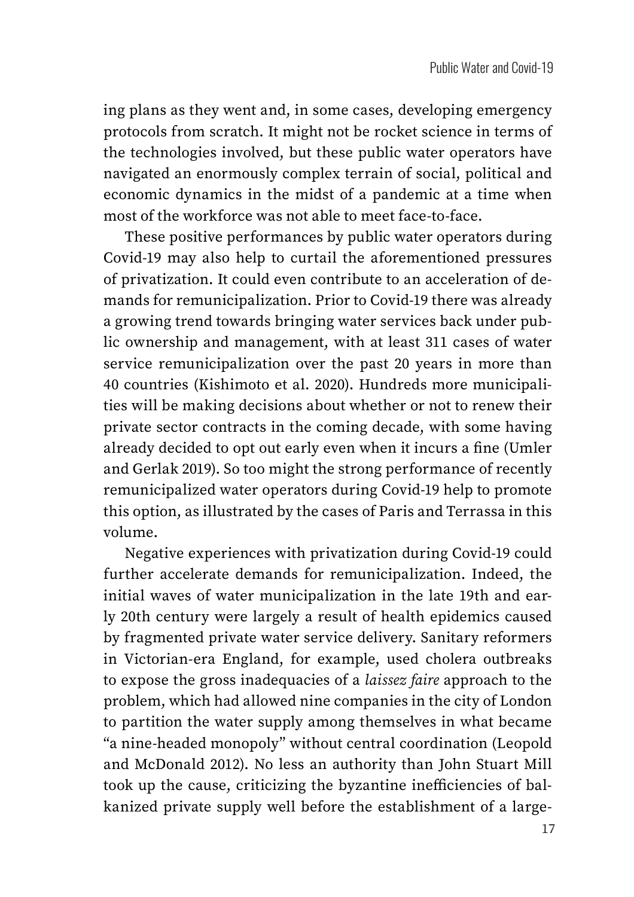ing plans as they went and, in some cases, developing emergency protocols from scratch. It might not be rocket science in terms of the technologies involved, but these public water operators have navigated an enormously complex terrain of social, political and economic dynamics in the midst of a pandemic at a time when most of the workforce was not able to meet face-to-face.

These positive performances by public water operators during Covid-19 may also help to curtail the aforementioned pressures of privatization. It could even contribute to an acceleration of demands for remunicipalization. Prior to Covid-19 there was already a growing trend towards bringing water services back under public ownership and management, with at least 311 cases of water service remunicipalization over the past 20 years in more than 40 countries (Kishimoto et al. 2020). Hundreds more municipalities will be making decisions about whether or not to renew their private sector contracts in the coming decade, with some having already decided to opt out early even when it incurs a fine (Umler and Gerlak 2019). So too might the strong performance of recently remunicipalized water operators during Covid-19 help to promote this option, as illustrated by the cases of Paris and Terrassa in this volume.

Negative experiences with privatization during Covid-19 could further accelerate demands for remunicipalization. Indeed, the initial waves of water municipalization in the late 19th and early 20th century were largely a result of health epidemics caused by fragmented private water service delivery. Sanitary reformers in Victorian-era England, for example, used cholera outbreaks to expose the gross inadequacies of a *laissez faire* approach to the problem, which had allowed nine companies in the city of London to partition the water supply among themselves in what became "a nine-headed monopoly" without central coordination (Leopold and McDonald 2012). No less an authority than John Stuart Mill took up the cause, criticizing the byzantine inefficiencies of balkanized private supply well before the establishment of a large-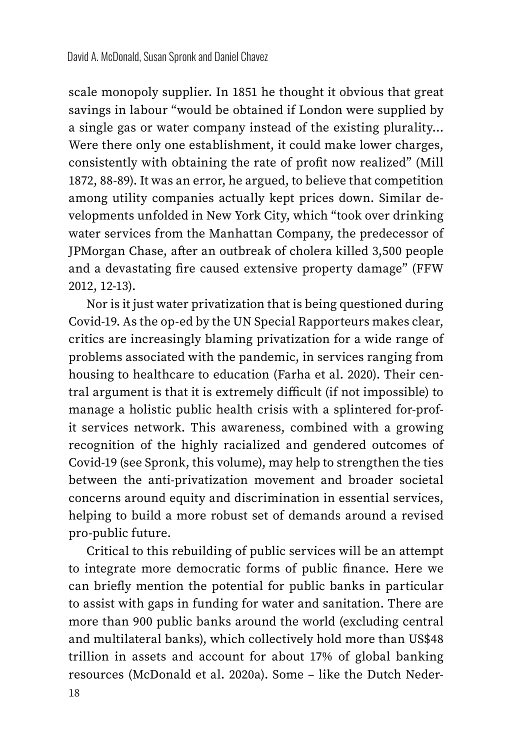scale monopoly supplier. In 1851 he thought it obvious that great savings in labour "would be obtained if London were supplied by a single gas or water company instead of the existing plurality... Were there only one establishment, it could make lower charges, consistently with obtaining the rate of profit now realized" (Mill 1872, 88-89). It was an error, he argued, to believe that competition among utility companies actually kept prices down. Similar developments unfolded in New York City, which "took over drinking water services from the Manhattan Company, the predecessor of JPMorgan Chase, after an outbreak of cholera killed 3,500 people and a devastating fire caused extensive property damage" (FFW 2012, 12-13).

Nor is it just water privatization that is being questioned during Covid-19. As the op-ed by the UN Special Rapporteurs makes clear, critics are increasingly blaming privatization for a wide range of problems associated with the pandemic, in services ranging from housing to healthcare to education (Farha et al. 2020). Their central argument is that it is extremely difficult (if not impossible) to manage a holistic public health crisis with a splintered for-profit services network. This awareness, combined with a growing recognition of the highly racialized and gendered outcomes of Covid-19 (see Spronk, this volume), may help to strengthen the ties between the anti-privatization movement and broader societal concerns around equity and discrimination in essential services, helping to build a more robust set of demands around a revised pro-public future.

Critical to this rebuilding of public services will be an attempt to integrate more democratic forms of public finance. Here we can briefly mention the potential for public banks in particular to assist with gaps in funding for water and sanitation. There are more than 900 public banks around the world (excluding central and multilateral banks), which collectively hold more than US$48 trillion in assets and account for about 17% of global banking resources (McDonald et al. 2020a). Some – like the Dutch Neder-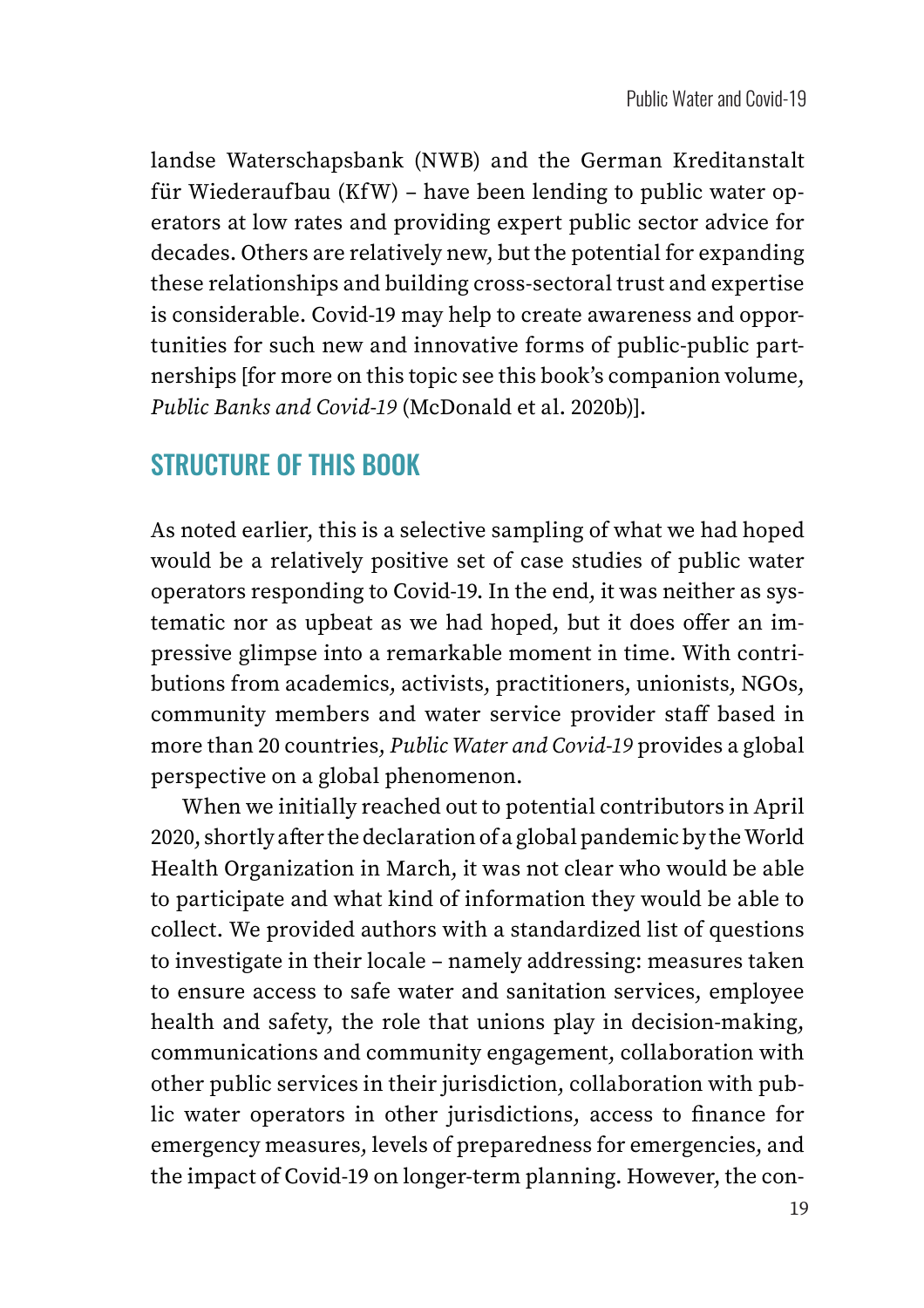landse Waterschapsbank (NWB) and the German Kreditanstalt für Wiederaufbau (KfW) – have been lending to public water operators at low rates and providing expert public sector advice for decades. Others are relatively new, but the potential for expanding these relationships and building cross-sectoral trust and expertise is considerable. Covid-19 may help to create awareness and opportunities for such new and innovative forms of public-public partnerships [for more on this topic see this book's companion volume, *Public Banks and Covid-19* (McDonald et al. 2020b)].

## STRUCTURE OF THIS BOOK

As noted earlier, this is a selective sampling of what we had hoped would be a relatively positive set of case studies of public water operators responding to Covid-19. In the end, it was neither as systematic nor as upbeat as we had hoped, but it does offer an impressive glimpse into a remarkable moment in time. With contributions from academics, activists, practitioners, unionists, NGOs, community members and water service provider staff based in more than 20 countries, *Public Water and Covid-19* provides a global perspective on a global phenomenon.

When we initially reached out to potential contributors in April 2020, shortly after the declaration of a global pandemic by the World Health Organization in March, it was not clear who would be able to participate and what kind of information they would be able to collect. We provided authors with a standardized list of questions to investigate in their locale – namely addressing: measures taken to ensure access to safe water and sanitation services, employee health and safety, the role that unions play in decision-making, communications and community engagement, collaboration with other public services in their jurisdiction, collaboration with public water operators in other jurisdictions, access to finance for emergency measures, levels of preparedness for emergencies, and the impact of Covid-19 on longer-term planning. However, the con-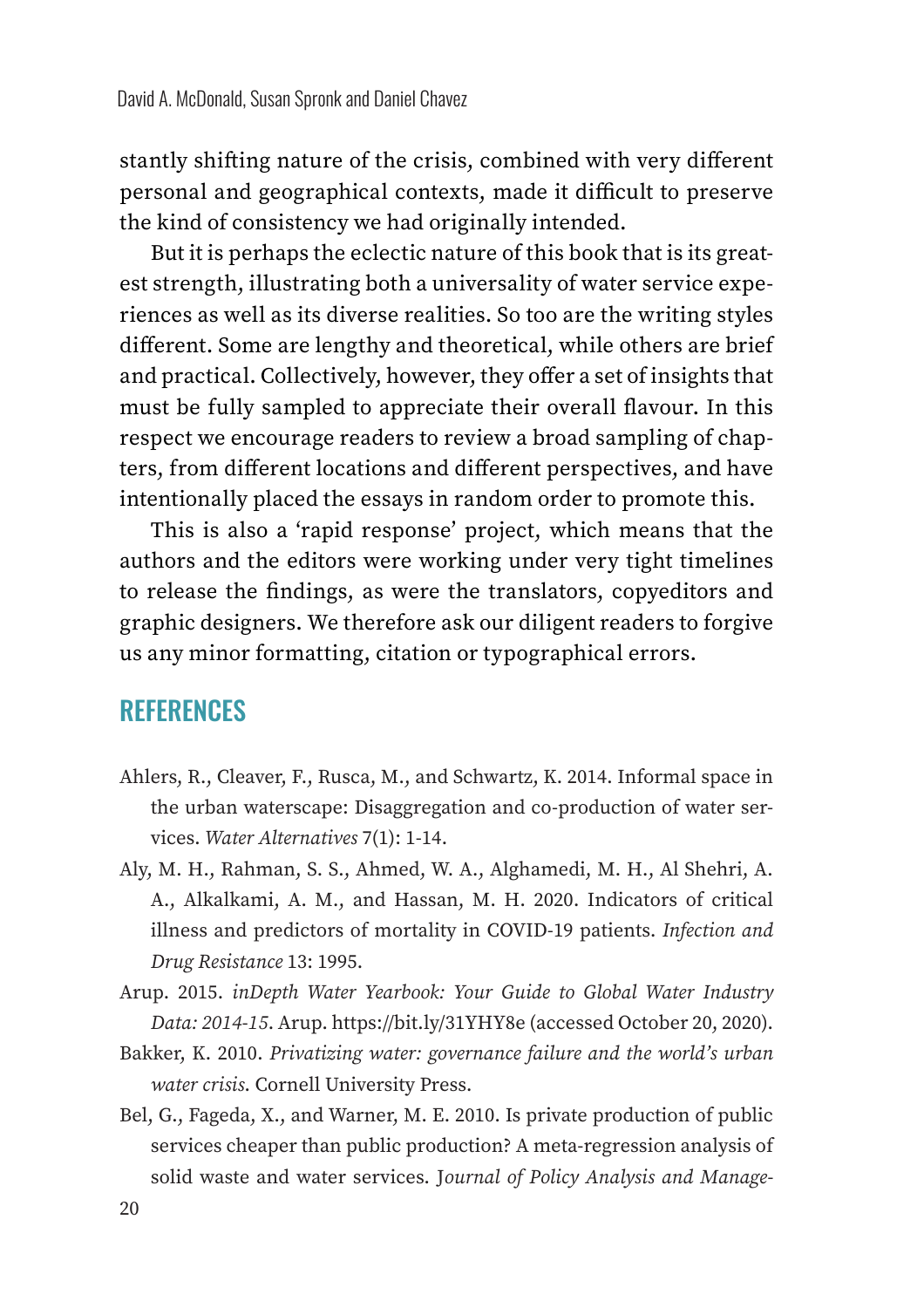stantly shifting nature of the crisis, combined with very different personal and geographical contexts, made it difficult to preserve the kind of consistency we had originally intended.

But it is perhaps the eclectic nature of this book that is its greatest strength, illustrating both a universality of water service experiences as well as its diverse realities. So too are the writing styles different. Some are lengthy and theoretical, while others are brief and practical. Collectively, however, they offer a set of insights that must be fully sampled to appreciate their overall flavour. In this respect we encourage readers to review a broad sampling of chapters, from different locations and different perspectives, and have intentionally placed the essays in random order to promote this.

This is also a 'rapid response' project, which means that the authors and the editors were working under very tight timelines to release the findings, as were the translators, copyeditors and graphic designers. We therefore ask our diligent readers to forgive us any minor formatting, citation or typographical errors.

## REFERENCES

Ahlers, R., Cleaver, F., Rusca, M., and Schwartz, K. 2014. Informal space in the urban waterscape: Disaggregation and co-production of water services. *Water Alternatives* 7(1): 1-14.

Aly, M. H., Rahman, S. S., Ahmed, W. A., Alghamedi, M. H., Al Shehri, A. A., Alkalkami, A. M., and Hassan, M. H. 2020. Indicators of critical illness and predictors of mortality in COVID-19 patients. *Infection and Drug Resistance* 13: 1995.

Arup. 2015. *inDepth Water Yearbook: Your Guide to Global Water Industry Data: 2014-15*. Arup. https://bit.ly/31YHY8e (accessed October 20, 2020).

Bakker, K. 2010. *Privatizing water: governance failure and the world's urban water crisis*. Cornell University Press.

Bel, G., Fageda, X., and Warner, M. E. 2010. Is private production of public services cheaper than public production? A meta-regression analysis of solid waste and water services. J*ournal of Policy Analysis and Manage-*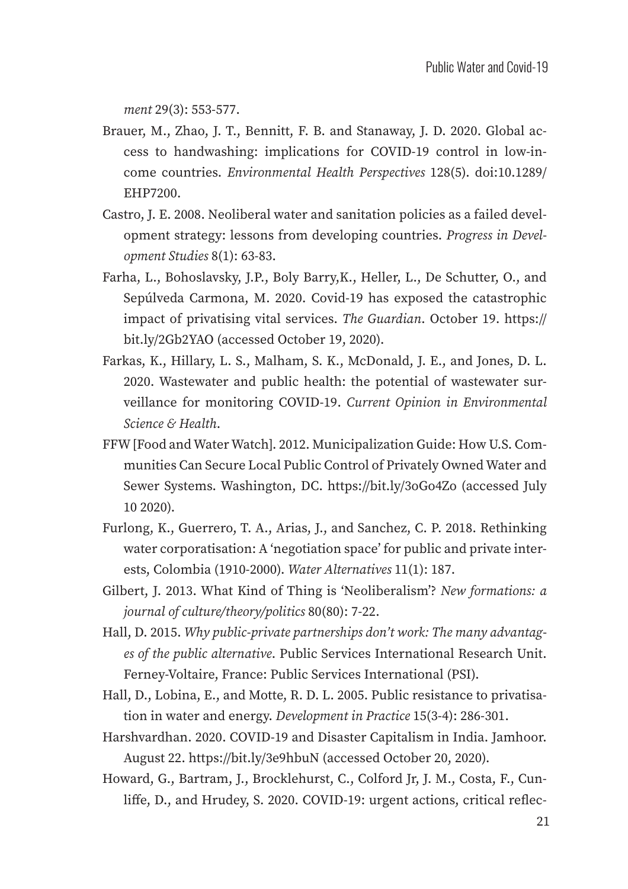*ment* 29(3): 553-577.

Brauer, M., Zhao, J. T., Bennitt, F. B. and Stanaway, J. D. 2020. Global access to handwashing: implications for COVID-19 control in low-income countries. *Environmental Health Perspectives* 128(5). doi:10.1289/EHP7200.

Castro, J. E. 2008. Neoliberal water and sanitation policies as a failed development strategy: lessons from developing countries. *Progress in Development Studies* 8(1): 63-83.

Farha, L., Bohoslavsky, J.P., Boly Barry,K., Heller, L., De Schutter, O., and Sepúlveda Carmona, M. 2020. Covid-19 has exposed the catastrophic impact of privatising vital services. *The Guardian*. October 19. https://bit.ly/2Gb2YAO (accessed October 19, 2020).

Farkas, K., Hillary, L. S., Malham, S. K., McDonald, J. E., and Jones, D. L. 2020. Wastewater and public health: the potential of wastewater surveillance for monitoring COVID-19. *Current Opinion in Environmental Science & Health*.

FFW [Food and Water Watch]. 2012. Municipalization Guide: How U.S. Communities Can Secure Local Public Control of Privately Owned Water and Sewer Systems. Washington, DC. https://bit.ly/3oGo4Zo (accessed July 10 2020).

Furlong, K., Guerrero, T. A., Arias, J., and Sanchez, C. P. 2018. Rethinking water corporatisation: A 'negotiation space' for public and private interests, Colombia (1910-2000). *Water Alternatives* 11(1): 187.

Gilbert, J. 2013. What Kind of Thing is 'Neoliberalism'? *New formations: a journal of culture/theory/politics* 80(80): 7-22.

Hall, D. 2015. *Why public-private partnerships don't work: The many advantages of the public alternative*. Public Services International Research Unit. Ferney-Voltaire, France: Public Services International (PSI).

Hall, D., Lobina, E., and Motte, R. D. L. 2005. Public resistance to privatisation in water and energy. *Development in Practice* 15(3-4): 286-301.

Harshvardhan. 2020. COVID-19 and Disaster Capitalism in India. Jamhoor. August 22. https://bit.ly/3e9hbuN (accessed October 20, 2020).

Howard, G., Bartram, J., Brocklehurst, C., Colford Jr, J. M., Costa, F., Cunliffe, D., and Hrudey, S. 2020. COVID-19: urgent actions, critical reflec-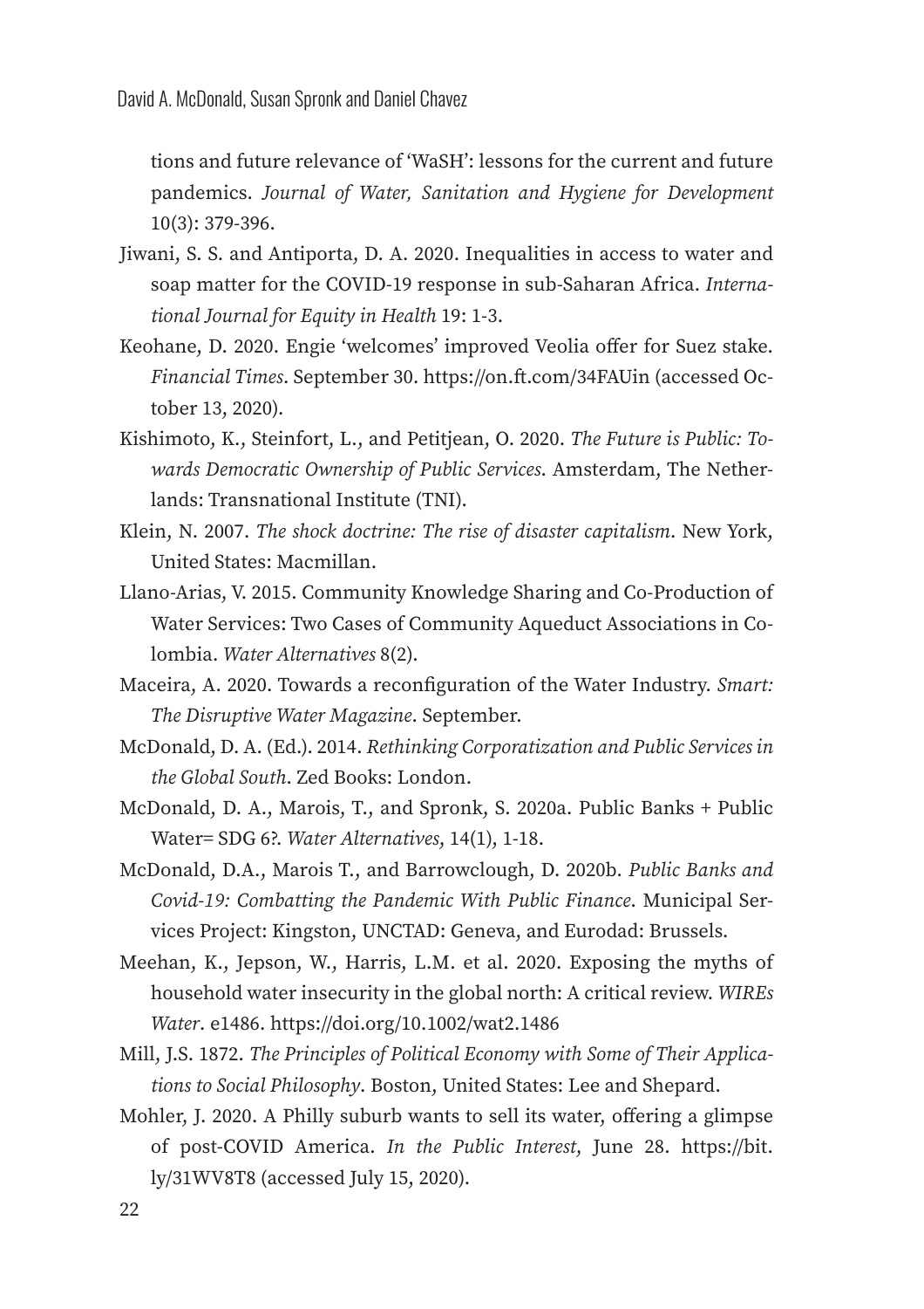tions and future relevance of 'WaSH': lessons for the current and future pandemics. *Journal of Water, Sanitation and Hygiene for Development* 10(3): 379-396.

Jiwani, S. S. and Antiporta, D. A. 2020. Inequalities in access to water and soap matter for the COVID-19 response in sub-Saharan Africa. *International Journal for Equity in Health* 19: 1-3.

Keohane, D. 2020. Engie 'welcomes' improved Veolia offer for Suez stake. *Financial Times*. September 30. https://on.ft.com/34FAUin (accessed October 13, 2020).

Kishimoto, K., Steinfort, L., and Petitjean, O. 2020. *The Future is Public: Towards Democratic Ownership of Public Services*. Amsterdam, The Netherlands: Transnational Institute (TNI).

Klein, N. 2007. *The shock doctrine: The rise of disaster capitalism*. New York, United States: Macmillan.

Llano-Arias, V. 2015. Community Knowledge Sharing and Co-Production of Water Services: Two Cases of Community Aqueduct Associations in Colombia. *Water Alternatives* 8(2).

Maceira, A. 2020. Towards a reconfiguration of the Water Industry. *Smart: The Disruptive Water Magazine*. September.

McDonald, D. A. (Ed.). 2014. *Rethinking Corporatization and Public Services in the Global South*. Zed Books: London.

McDonald, D. A., Marois, T., and Spronk, S. 2020a. Public Banks + Public Water= SDG 6?. *Water Alternatives*, 14(1), 1-18.

McDonald, D.A., Marois T., and Barrowclough, D. 2020b. *Public Banks and Covid-19: Combatting the Pandemic With Public Finance*. Municipal Services Project: Kingston, UNCTAD: Geneva, and Eurodad: Brussels.

Meehan, K., Jepson, W., Harris, L.M. et al. 2020. Exposing the myths of household water insecurity in the global north: A critical review. *WIREs Water*. e1486. https://doi.org/10.1002/wat2.1486

Mill, J.S. 1872. *The Principles of Political Economy with Some of Their Applications to Social Philosophy*. Boston, United States: Lee and Shepard.

Mohler, J. 2020. A Philly suburb wants to sell its water, offering a glimpse of post-COVID America. *In the Public Interest*, June 28. https://bit.ly/31WV8T8 (accessed July 15, 2020).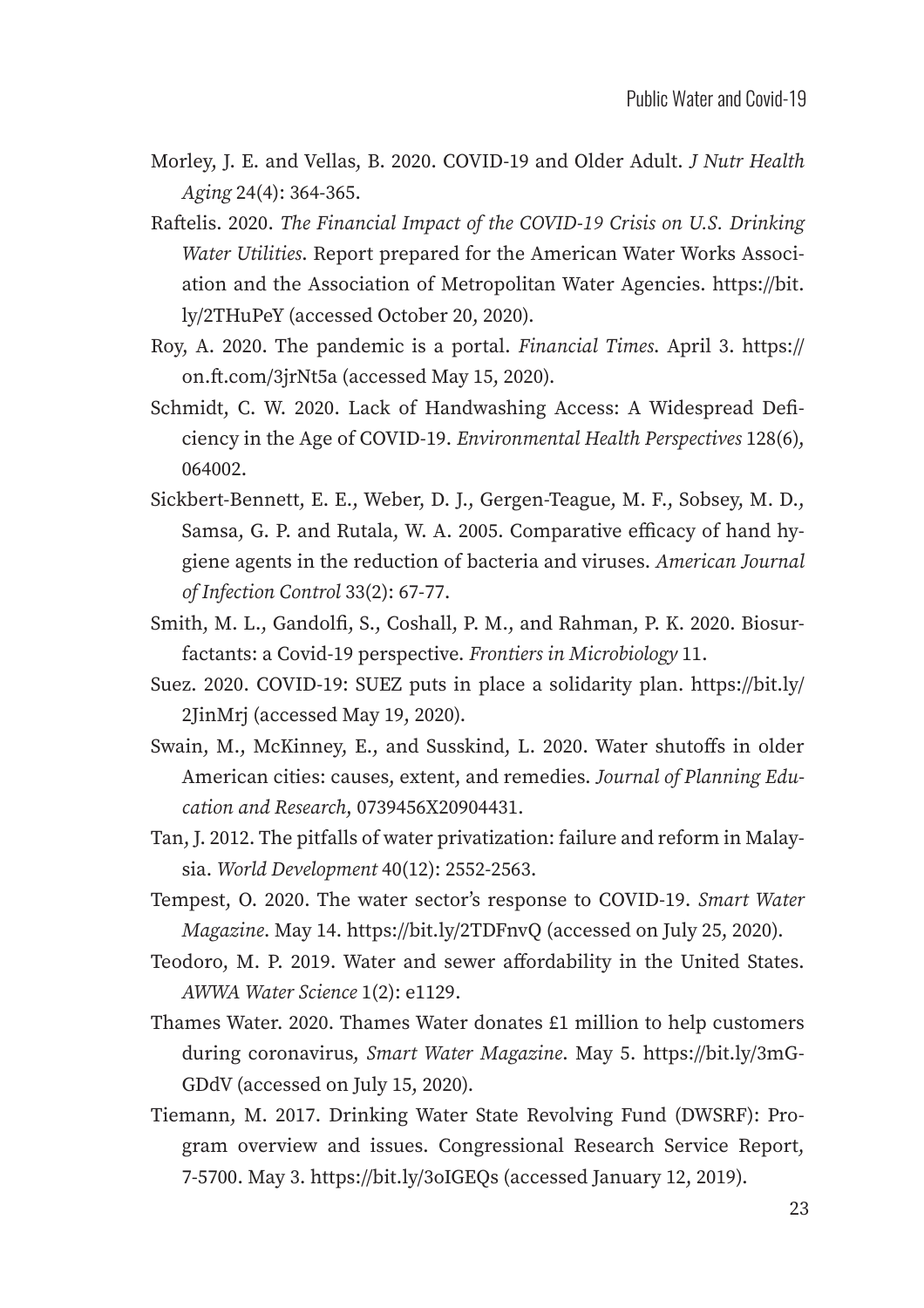Morley, J. E. and Vellas, B. 2020. COVID-19 and Older Adult. *J Nutr Health Aging* 24(4): 364-365.

Raftelis. 2020. *The Financial Impact of the COVID-19 Crisis on U.S. Drinking Water Utilities*. Report prepared for the American Water Works Association and the Association of Metropolitan Water Agencies. https://bit.ly/2THuPeY (accessed October 20, 2020).

Roy, A. 2020. The pandemic is a portal. *Financial Times*. April 3. https://on.ft.com/3jrNt5a (accessed May 15, 2020).

Schmidt, C. W. 2020. Lack of Handwashing Access: A Widespread Deficiency in the Age of COVID-19. *Environmental Health Perspectives* 128(6), 064002.

Sickbert-Bennett, E. E., Weber, D. J., Gergen-Teague, M. F., Sobsey, M. D., Samsa, G. P. and Rutala, W. A. 2005. Comparative efficacy of hand hygiene agents in the reduction of bacteria and viruses. *American Journal of Infection Control* 33(2): 67-77.

Smith, M. L., Gandolfi, S., Coshall, P. M., and Rahman, P. K. 2020. Biosurfactants: a Covid-19 perspective. *Frontiers in Microbiology* 11.

Suez. 2020. COVID-19: SUEZ puts in place a solidarity plan. https://bit.ly/2JinMrj (accessed May 19, 2020).

Swain, M., McKinney, E., and Susskind, L. 2020. Water shutoffs in older American cities: causes, extent, and remedies. *Journal of Planning Education and Research*, 0739456X20904431.

Tan, J. 2012. The pitfalls of water privatization: failure and reform in Malaysia. *World Development* 40(12): 2552-2563.

Tempest, O. 2020. The water sector's response to COVID-19. *Smart Water Magazine*. May 14. https://bit.ly/2TDFnvQ (accessed on July 25, 2020).

Teodoro, M. P. 2019. Water and sewer affordability in the United States. *AWWA Water Science* 1(2): e1129.

Thames Water. 2020. Thames Water donates £1 million to help customers during coronavirus, *Smart Water Magazine*. May 5. https://bit.ly/3mGGDdV (accessed on July 15, 2020).

Tiemann, M. 2017. Drinking Water State Revolving Fund (DWSRF): Program overview and issues. Congressional Research Service Report, 7-5700. May 3. https://bit.ly/3oIGEQs (accessed January 12, 2019).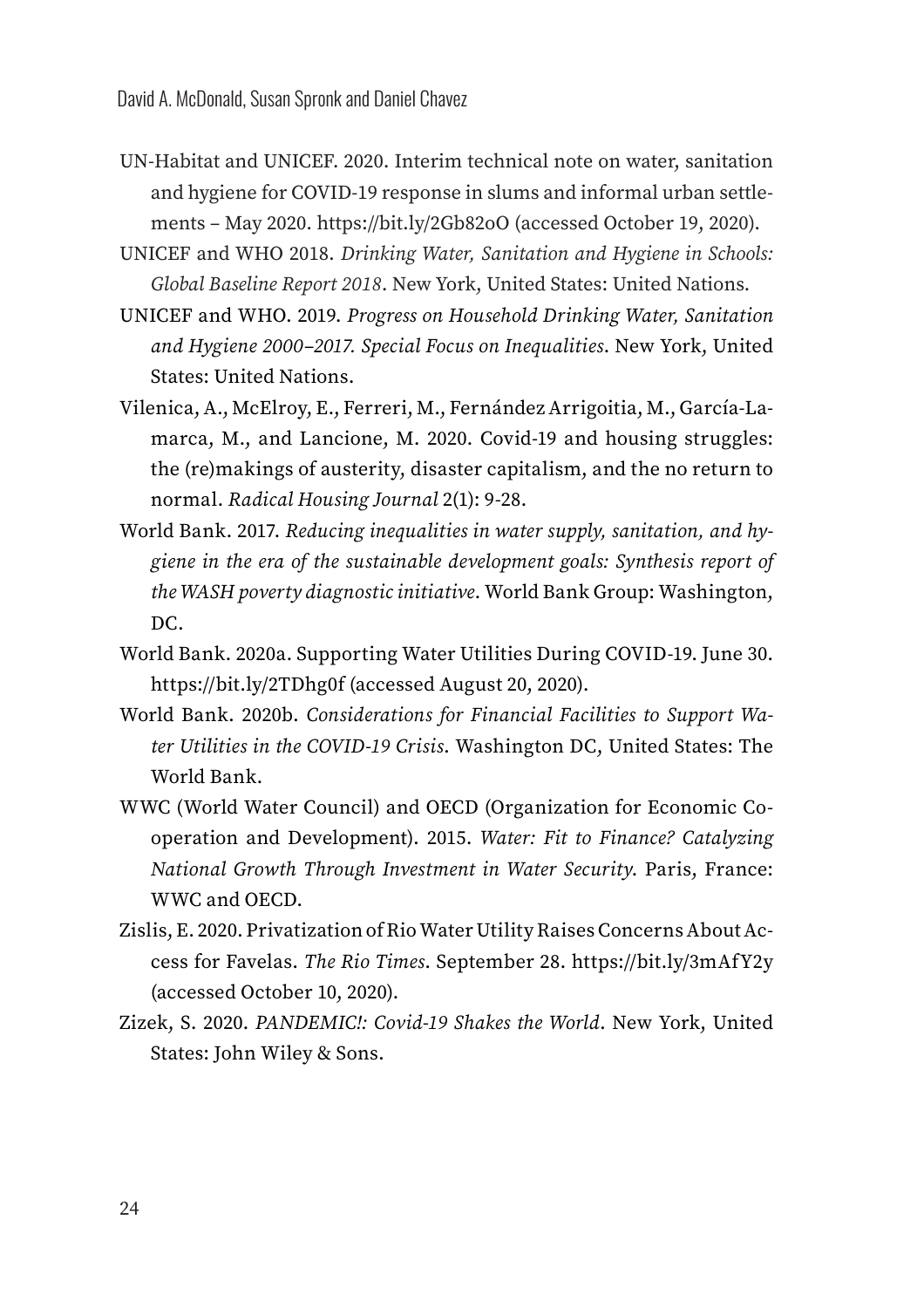UN-Habitat and UNICEF. 2020. Interim technical note on water, sanitation and hygiene for COVID-19 response in slums and informal urban settlements – May 2020. https://bit.ly/2Gb82oO (accessed October 19, 2020).

UNICEF and WHO 2018. *Drinking Water, Sanitation and Hygiene in Schools: Global Baseline Report 2018*. New York, United States: United Nations.

UNICEF and WHO. 2019. *Progress on Household Drinking Water, Sanitation and Hygiene 2000–2017. Special Focus on Inequalities*. New York, United States: United Nations.

Vilenica, A., McElroy, E., Ferreri, M., Fernández Arrigoitia, M., García-Lamarca, M., and Lancione, M. 2020. Covid-19 and housing struggles: the (re)makings of austerity, disaster capitalism, and the no return to normal. *Radical Housing Journal* 2(1): 9-28.

World Bank. 2017. *Reducing inequalities in water supply, sanitation, and hygiene in the era of the sustainable development goals: Synthesis report of the WASH poverty diagnostic initiative*. World Bank Group: Washington, DC.

World Bank. 2020a. Supporting Water Utilities During COVID-19. June 30. https://bit.ly/2TDhg0f (accessed August 20, 2020).

World Bank. 2020b. *Considerations for Financial Facilities to Support Water Utilities in the COVID-19 Crisis*. Washington DC, United States: The World Bank.

WWC (World Water Council) and OECD (Organization for Economic Cooperation and Development). 2015. *Water: Fit to Finance? Catalyzing National Growth Through Investment in Water Security*. Paris, France: WWC and OECD.

Zislis, E. 2020. Privatization of Rio Water Utility Raises Concerns About Access for Favelas. *The Rio Times*. September 28. https://bit.ly/3mAfY2y (accessed October 10, 2020).

Zizek, S. 2020. *PANDEMIC!: Covid-19 Shakes the World*. New York, United States: John Wiley & Sons.